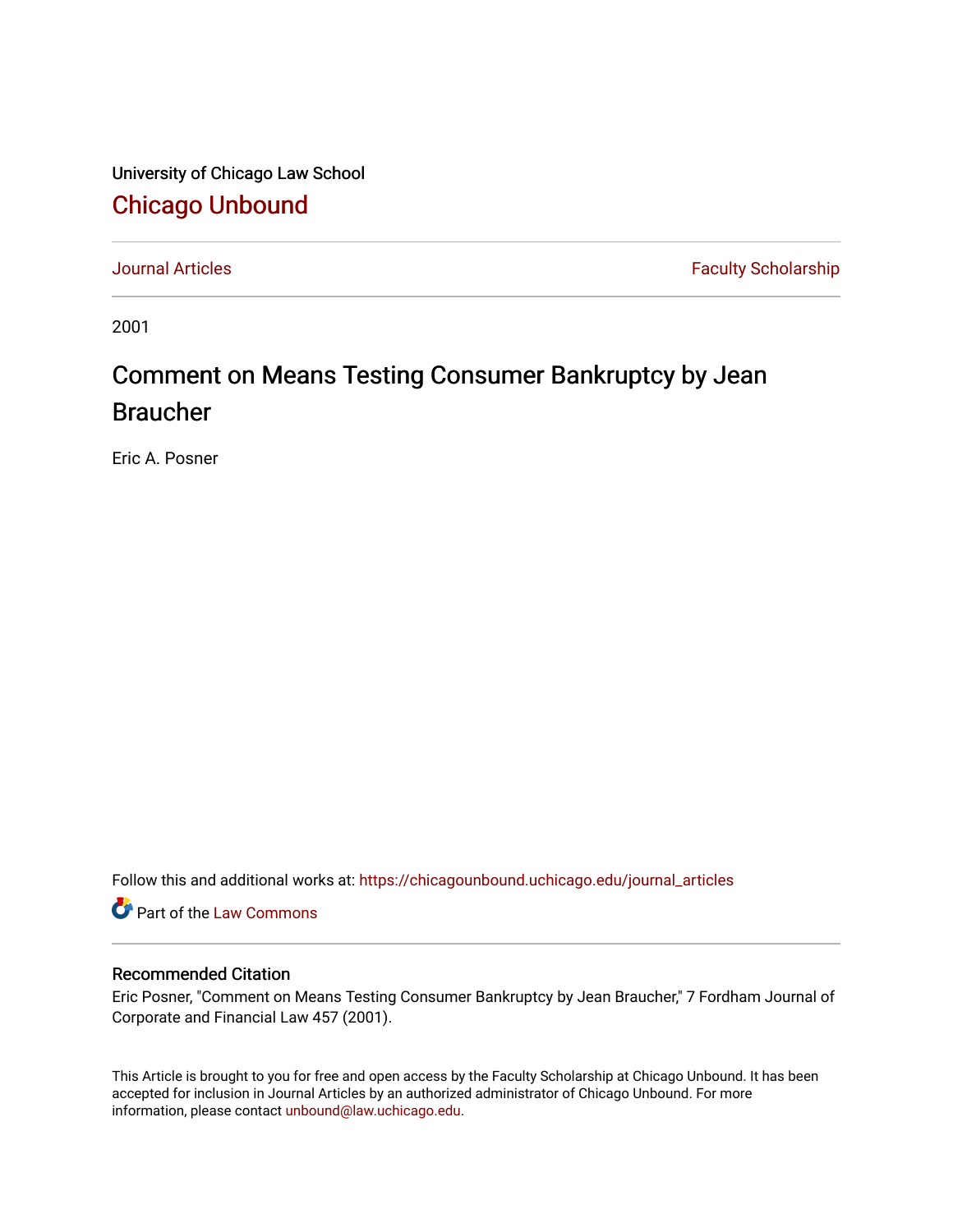University of Chicago Law School

## Chicago Unbound

Journal Articles | Faculty Scholarship

2001

# Comment on Means Testing Consumer Bankruptcy by Jean Braucher

Eric A. Posner

Follow this and additional works at: https://chicagounbound.uchicago.edu/journal_articles

Part of the Law Commons

### Recommended Citation

Eric Posner, "Comment on Means Testing Consumer Bankruptcy by Jean Braucher," 7 Fordham Journal of Corporate and Financial Law 457 (2001).

This Article is brought to you for free and open access by the Faculty Scholarship at Chicago Unbound. It has been accepted for inclusion in Journal Articles by an authorized administrator of Chicago Unbound. For more information, please contact unbound@law.uchicago.edu.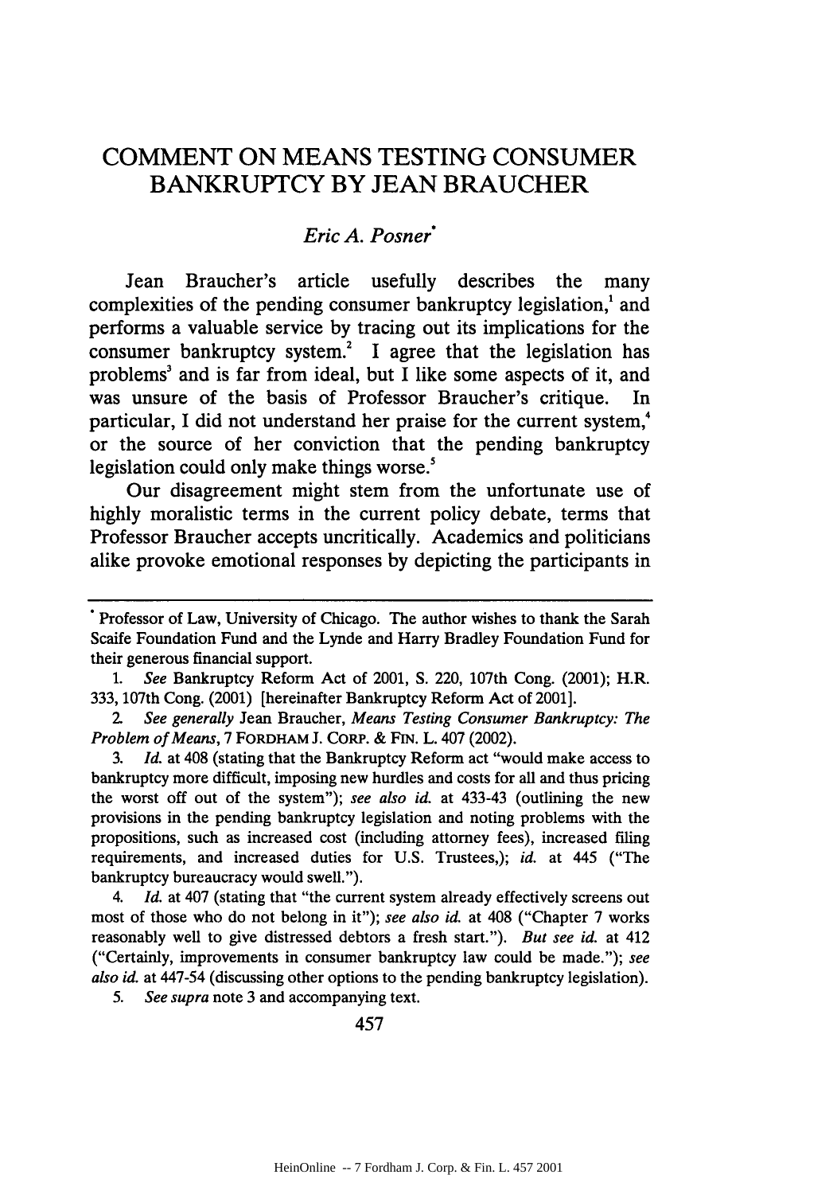# COMMENT ON MEANS TESTING CONSUMER BANKRUPTCY BY JEAN BRAUCHER

*Eric A. Posner*[*]

Jean Braucher's article usefully describes the many complexities of the pending consumer bankruptcy legislation,[1] and performs a valuable service by tracing out its implications for the consumer bankruptcy system.[2] I agree that the legislation has problems[3] and is far from ideal, but I like some aspects of it, and was unsure of the basis of Professor Braucher's critique. In particular, I did not understand her praise for the current system,[4] or the source of her conviction that the pending bankruptcy legislation could only make things worse.[5]

Our disagreement might stem from the unfortunate use of highly moralistic terms in the current policy debate, terms that Professor Braucher accepts uncritically. Academics and politicians alike provoke emotional responses by depicting the participants in

---

[*] Professor of Law, University of Chicago. The author wishes to thank the Sarah Scaife Foundation Fund and the Lynde and Harry Bradley Foundation Fund for their generous financial support.

1. *See* Bankruptcy Reform Act of 2001, S. 220, 107th Cong. (2001); H.R. 333, 107th Cong. (2001) [hereinafter Bankruptcy Reform Act of 2001].

2. *See generally* Jean Braucher, *Means Testing Consumer Bankruptcy: The Problem of Means*, 7 FORDHAM J. CORP. & FIN. L. 407 (2002).

3. *Id.* at 408 (stating that the Bankruptcy Reform act "would make access to bankruptcy more difficult, imposing new hurdles and costs for all and thus pricing the worst off out of the system"); *see also id.* at 433-43 (outlining the new provisions in the pending bankruptcy legislation and noting problems with the propositions, such as increased cost (including attorney fees), increased filing requirements, and increased duties for U.S. Trustees,); *id.* at 445 ("The bankruptcy bureaucracy would swell.").

4. *Id.* at 407 (stating that "the current system already effectively screens out most of those who do not belong in it"); *see also id.* at 408 ("Chapter 7 works reasonably well to give distressed debtors a fresh start."). *But see id.* at 412 ("Certainly, improvements in consumer bankruptcy law could be made."); *see also id.* at 447-54 (discussing other options to the pending bankruptcy legislation).

5. *See supra* note 3 and accompanying text.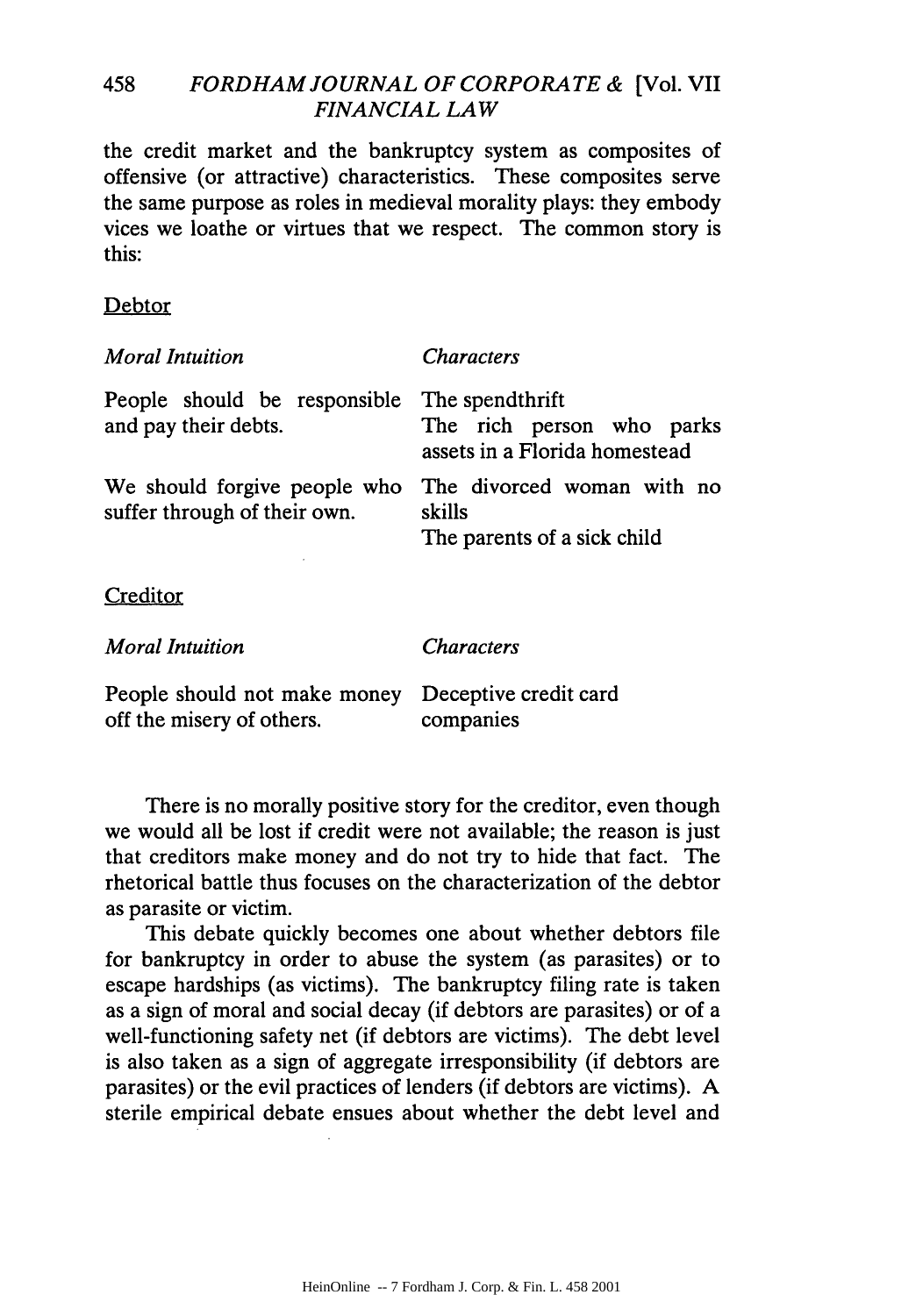the credit market and the bankruptcy system as composites of offensive (or attractive) characteristics. These composites serve the same purpose as roles in medieval morality plays: they embody vices we loathe or virtues that we respect. The common story is this:

Debtor

| *Moral Intuition* | *Characters* |
|---|---|
| People should be responsible and pay their debts. | The spendthrift<br>The rich person who parks assets in a Florida homestead |
| We should forgive people who suffer through of their own. | The divorced woman with no skills<br>The parents of a sick child |

Creditor

| *Moral Intuition* | *Characters* |
|---|---|
| People should not make money off the misery of others. | Deceptive credit card companies |

There is no morally positive story for the creditor, even though we would all be lost if credit were not available; the reason is just that creditors make money and do not try to hide that fact. The rhetorical battle thus focuses on the characterization of the debtor as parasite or victim.

This debate quickly becomes one about whether debtors file for bankruptcy in order to abuse the system (as parasites) or to escape hardships (as victims). The bankruptcy filing rate is taken as a sign of moral and social decay (if debtors are parasites) or of a well-functioning safety net (if debtors are victims). The debt level is also taken as a sign of aggregate irresponsibility (if debtors are parasites) or the evil practices of lenders (if debtors are victims). A sterile empirical debate ensues about whether the debt level and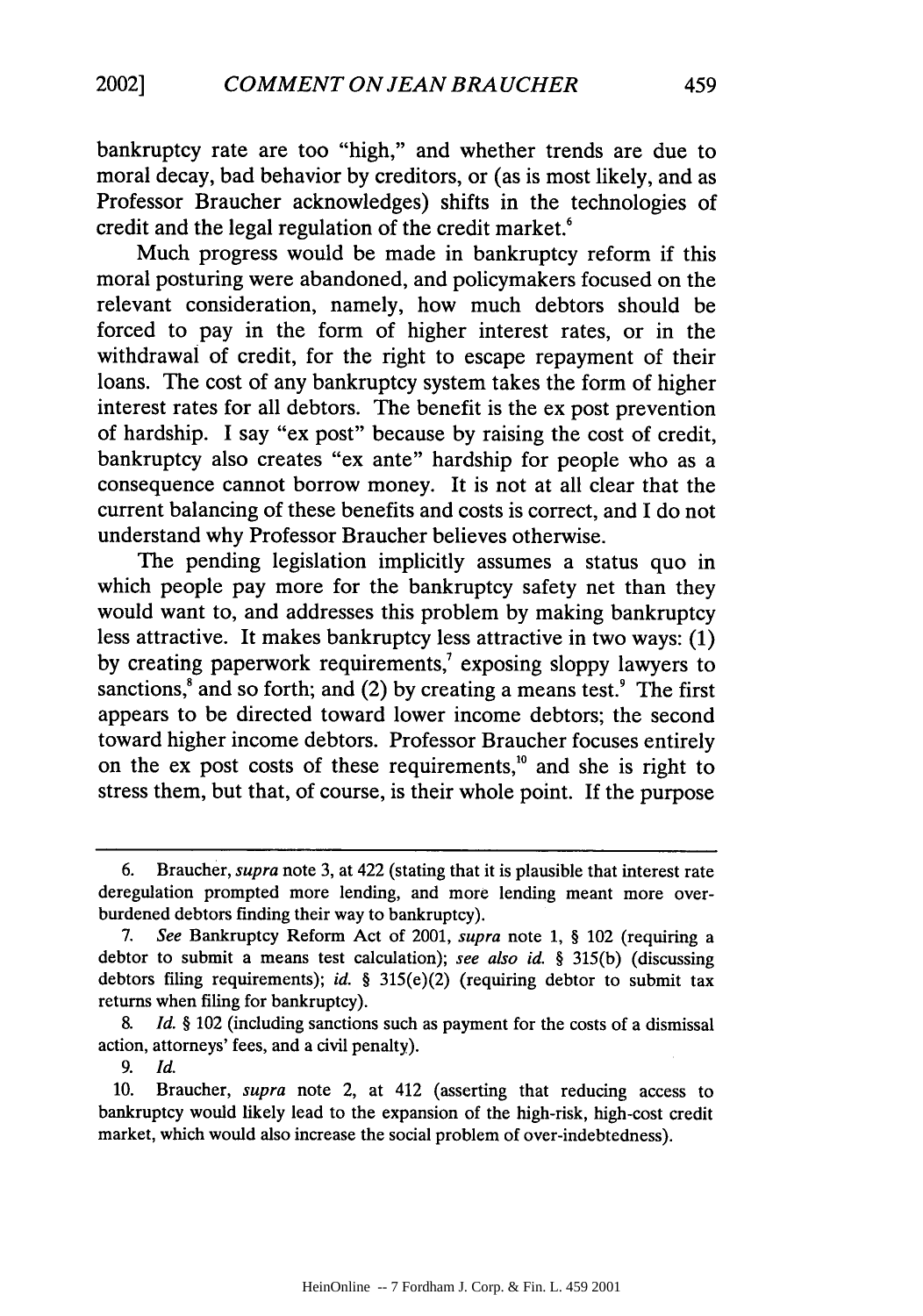bankruptcy rate are too "high," and whether trends are due to moral decay, bad behavior by creditors, or (as is most likely, and as Professor Braucher acknowledges) shifts in the technologies of credit and the legal regulation of the credit market.[6]

Much progress would be made in bankruptcy reform if this moral posturing were abandoned, and policymakers focused on the relevant consideration, namely, how much debtors should be forced to pay in the form of higher interest rates, or in the withdrawal of credit, for the right to escape repayment of their loans. The cost of any bankruptcy system takes the form of higher interest rates for all debtors. The benefit is the ex post prevention of hardship. I say "ex post" because by raising the cost of credit, bankruptcy also creates "ex ante" hardship for people who as a consequence cannot borrow money. It is not at all clear that the current balancing of these benefits and costs is correct, and I do not understand why Professor Braucher believes otherwise.

The pending legislation implicitly assumes a status quo in which people pay more for the bankruptcy safety net than they would want to, and addresses this problem by making bankruptcy less attractive. It makes bankruptcy less attractive in two ways: (1) by creating paperwork requirements,[7] exposing sloppy lawyers to sanctions,[8] and so forth; and (2) by creating a means test.[9] The first appears to be directed toward lower income debtors; the second toward higher income debtors. Professor Braucher focuses entirely on the ex post costs of these requirements,[10] and she is right to stress them, but that, of course, is their whole point. If the purpose

---

6. Braucher, *supra* note 3, at 422 (stating that it is plausible that interest rate deregulation prompted more lending, and more lending meant more over-burdened debtors finding their way to bankruptcy).

7. *See* Bankruptcy Reform Act of 2001, *supra* note 1, § 102 (requiring a debtor to submit a means test calculation); *see also id.* § 315(b) (discussing debtors filing requirements); *id.* § 315(e)(2) (requiring debtor to submit tax returns when filing for bankruptcy).

8. *Id.* § 102 (including sanctions such as payment for the costs of a dismissal action, attorneys' fees, and a civil penalty).

9. *Id.*

10. Braucher, *supra* note 2, at 412 (asserting that reducing access to bankruptcy would likely lead to the expansion of the high-risk, high-cost credit market, which would also increase the social problem of over-indebtedness).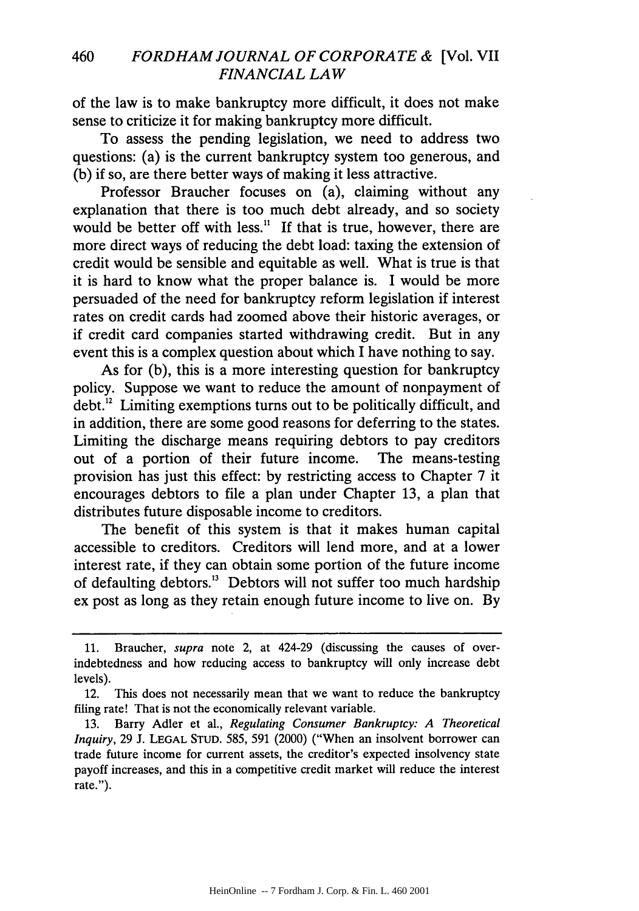of the law is to make bankruptcy more difficult, it does not make sense to criticize it for making bankruptcy more difficult.

To assess the pending legislation, we need to address two questions: (a) is the current bankruptcy system too generous, and (b) if so, are there better ways of making it less attractive.

Professor Braucher focuses on (a), claiming without any explanation that there is too much debt already, and so society would be better off with less.[11] If that is true, however, there are more direct ways of reducing the debt load: taxing the extension of credit would be sensible and equitable as well. What is true is that it is hard to know what the proper balance is. I would be more persuaded of the need for bankruptcy reform legislation if interest rates on credit cards had zoomed above their historic averages, or if credit card companies started withdrawing credit. But in any event this is a complex question about which I have nothing to say.

As for (b), this is a more interesting question for bankruptcy policy. Suppose we want to reduce the amount of nonpayment of debt.[12] Limiting exemptions turns out to be politically difficult, and in addition, there are some good reasons for deferring to the states. Limiting the discharge means requiring debtors to pay creditors out of a portion of their future income. The means-testing provision has just this effect: by restricting access to Chapter 7 it encourages debtors to file a plan under Chapter 13, a plan that distributes future disposable income to creditors.

The benefit of this system is that it makes human capital accessible to creditors. Creditors will lend more, and at a lower interest rate, if they can obtain some portion of the future income of defaulting debtors.[13] Debtors will not suffer too much hardship ex post as long as they retain enough future income to live on. By

---

11. Braucher, *supra* note 2, at 424-29 (discussing the causes of over-indebtedness and how reducing access to bankruptcy will only increase debt levels).

12. This does not necessarily mean that we want to reduce the bankruptcy filing rate! That is not the economically relevant variable.

13. Barry Adler et al., *Regulating Consumer Bankruptcy: A Theoretical Inquiry*, 29 J. LEGAL STUD. 585, 591 (2000) ("When an insolvent borrower can trade future income for current assets, the creditor's expected insolvency state payoff increases, and this in a competitive credit market will reduce the interest rate.").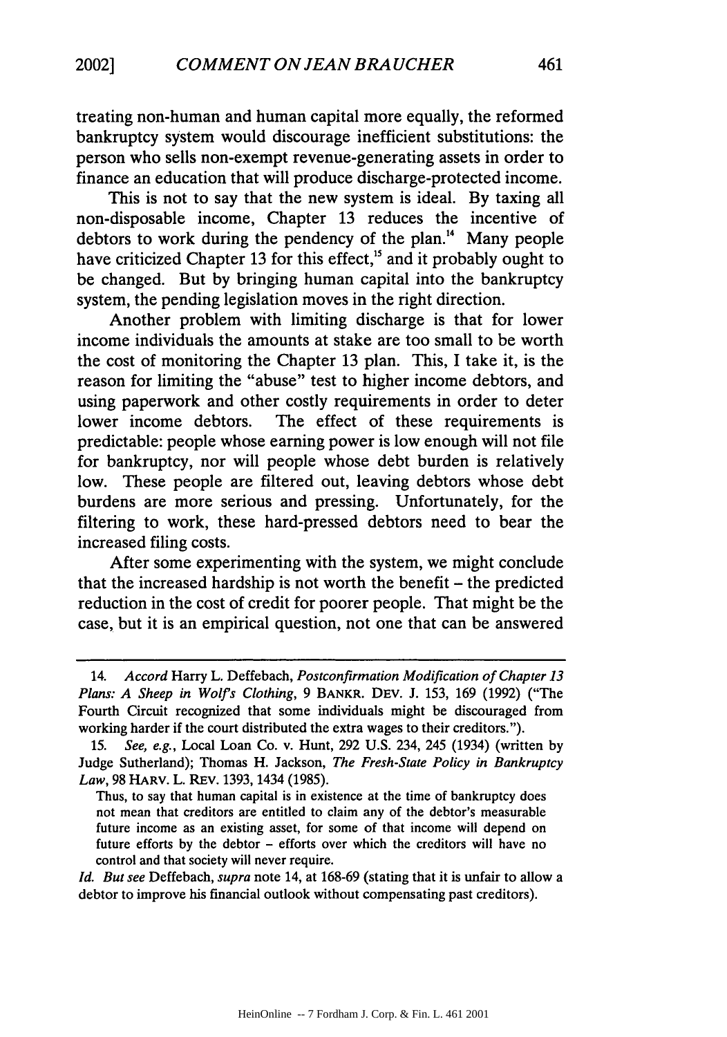treating non-human and human capital more equally, the reformed bankruptcy system would discourage inefficient substitutions: the person who sells non-exempt revenue-generating assets in order to finance an education that will produce discharge-protected income.

This is not to say that the new system is ideal. By taxing all non-disposable income, Chapter 13 reduces the incentive of debtors to work during the pendency of the plan.[14] Many people have criticized Chapter 13 for this effect,[15] and it probably ought to be changed. But by bringing human capital into the bankruptcy system, the pending legislation moves in the right direction.

Another problem with limiting discharge is that for lower income individuals the amounts at stake are too small to be worth the cost of monitoring the Chapter 13 plan. This, I take it, is the reason for limiting the "abuse" test to higher income debtors, and using paperwork and other costly requirements in order to deter lower income debtors. The effect of these requirements is predictable: people whose earning power is low enough will not file for bankruptcy, nor will people whose debt burden is relatively low. These people are filtered out, leaving debtors whose debt burdens are more serious and pressing. Unfortunately, for the filtering to work, these hard-pressed debtors need to bear the increased filing costs.

After some experimenting with the system, we might conclude that the increased hardship is not worth the benefit – the predicted reduction in the cost of credit for poorer people. That might be the case, but it is an empirical question, not one that can be answered

---

14. *Accord* Harry L. Deffebach, *Postconfirmation Modification of Chapter 13 Plans: A Sheep in Wolf's Clothing*, 9 BANKR. DEV. J. 153, 169 (1992) ("The Fourth Circuit recognized that some individuals might be discouraged from working harder if the court distributed the extra wages to their creditors.").

15. *See, e.g.*, Local Loan Co. v. Hunt, 292 U.S. 234, 245 (1934) (written by Judge Sutherland); Thomas H. Jackson, *The Fresh-State Policy in Bankruptcy Law*, 98 HARV. L. REV. 1393, 1434 (1985).

> Thus, to say that human capital is in existence at the time of bankruptcy does not mean that creditors are entitled to claim any of the debtor's measurable future income as an existing asset, for some of that income will depend on future efforts by the debtor – efforts over which the creditors will have no control and that society will never require.

*Id. But see* Deffebach, *supra* note 14, at 168-69 (stating that it is unfair to allow a debtor to improve his financial outlook without compensating past creditors).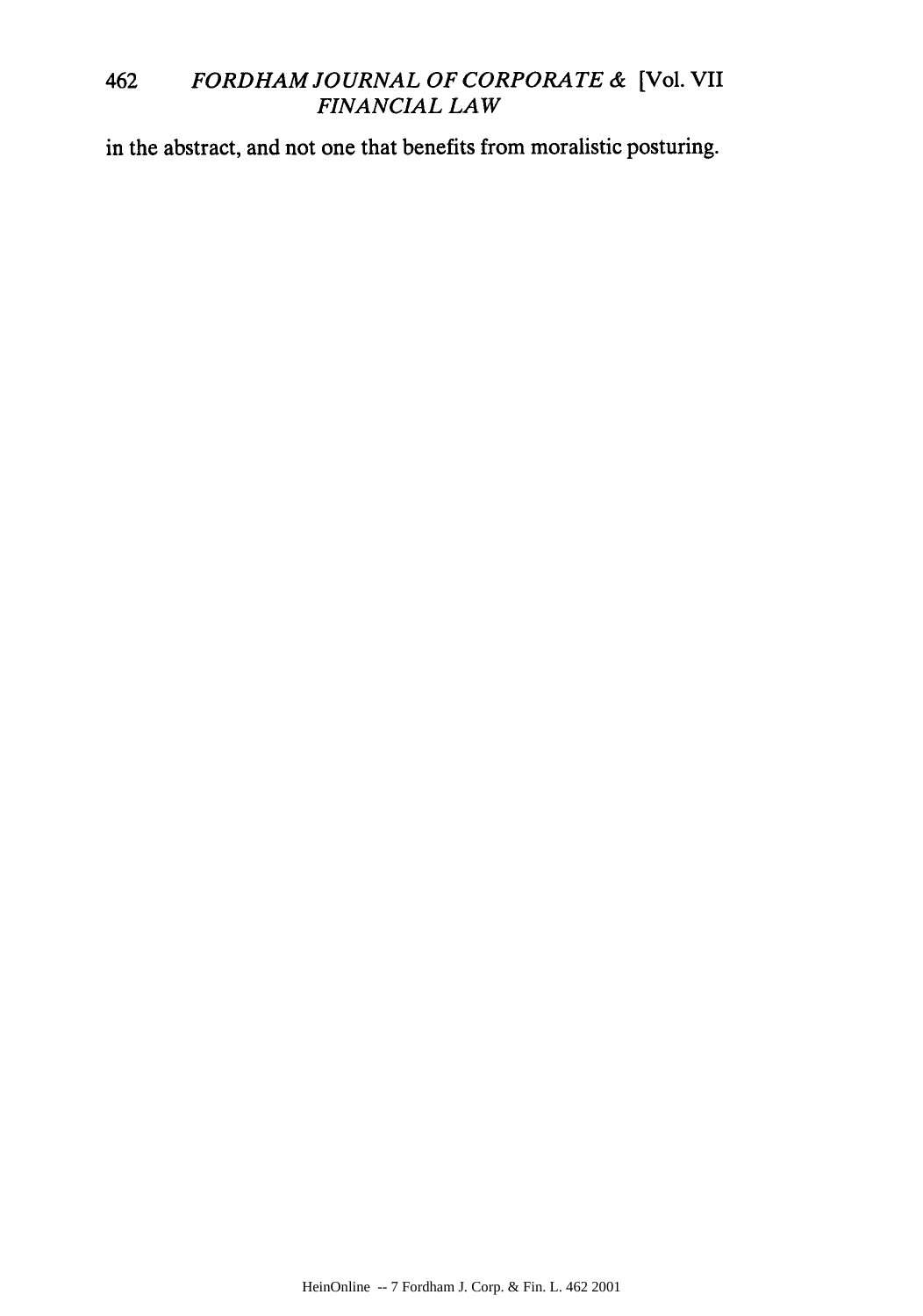in the abstract, and not one that benefits from moralistic posturing.